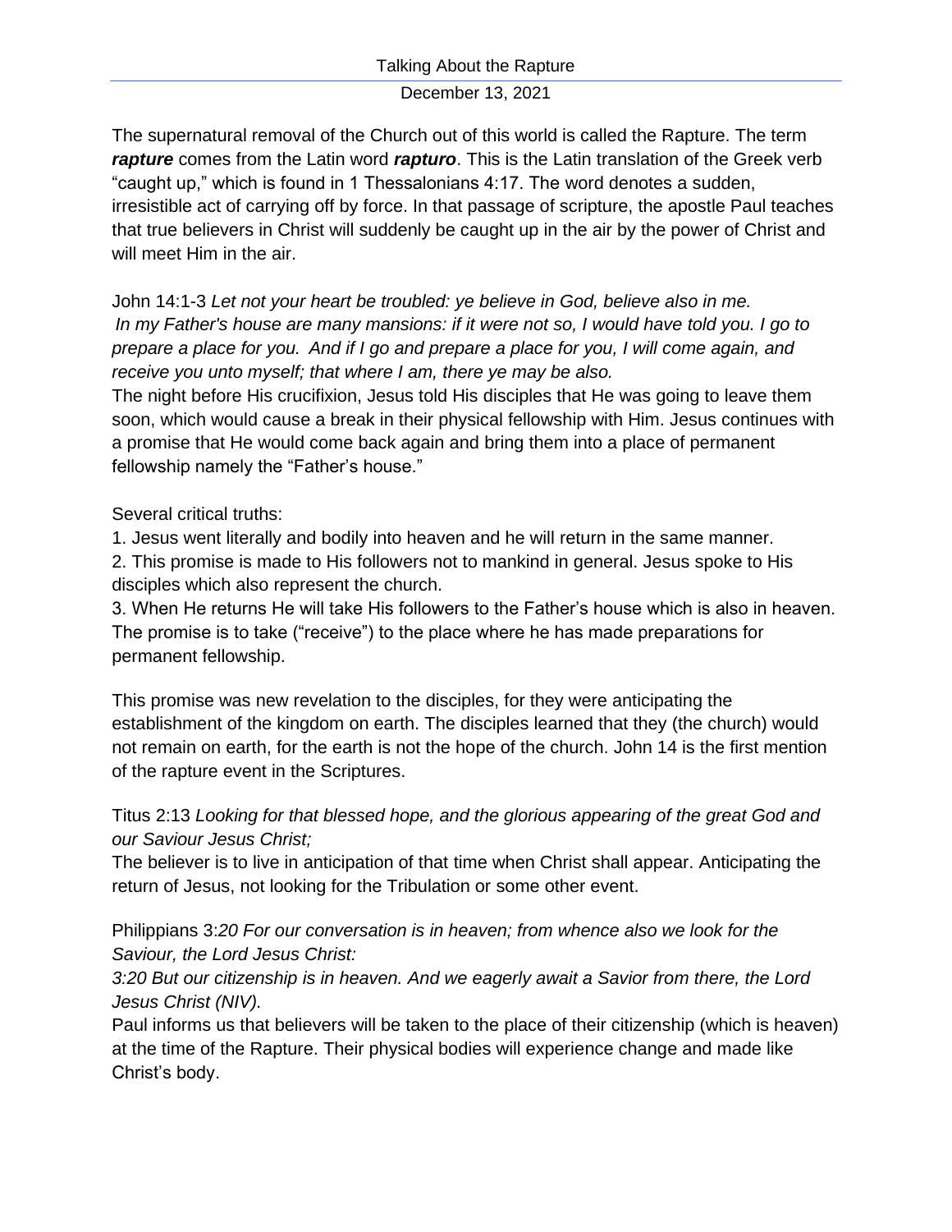# Talking About the Rapture

December 13, 2021

The supernatural removal of the Church out of this world is called the Rapture. The term ***rapture*** comes from the Latin word ***rapturo***. This is the Latin translation of the Greek verb "caught up," which is found in 1 Thessalonians 4:17. The word denotes a sudden, irresistible act of carrying off by force. In that passage of scripture, the apostle Paul teaches that true believers in Christ will suddenly be caught up in the air by the power of Christ and will meet Him in the air.

John 14:1-3 *Let not your heart be troubled: ye believe in God, believe also in me. In my Father's house are many mansions: if it were not so, I would have told you. I go to prepare a place for you. And if I go and prepare a place for you, I will come again, and receive you unto myself; that where I am, there ye may be also.*

The night before His crucifixion, Jesus told His disciples that He was going to leave them soon, which would cause a break in their physical fellowship with Him. Jesus continues with a promise that He would come back again and bring them into a place of permanent fellowship namely the "Father's house."

Several critical truths:

1. Jesus went literally and bodily into heaven and he will return in the same manner.
2. This promise is made to His followers not to mankind in general. Jesus spoke to His disciples which also represent the church.
3. When He returns He will take His followers to the Father's house which is also in heaven. The promise is to take ("receive") to the place where he has made preparations for permanent fellowship.

This promise was new revelation to the disciples, for they were anticipating the establishment of the kingdom on earth. The disciples learned that they (the church) would not remain on earth, for the earth is not the hope of the church. John 14 is the first mention of the rapture event in the Scriptures.

Titus 2:13 *Looking for that blessed hope, and the glorious appearing of the great God and our Saviour Jesus Christ;*

The believer is to live in anticipation of that time when Christ shall appear. Anticipating the return of Jesus, not looking for the Tribulation or some other event.

Philippians 3:*20 For our conversation is in heaven; from whence also we look for the Saviour, the Lord Jesus Christ:*

*3:20 But our citizenship is in heaven. And we eagerly await a Savior from there, the Lord Jesus Christ (NIV).*

Paul informs us that believers will be taken to the place of their citizenship (which is heaven) at the time of the Rapture. Their physical bodies will experience change and made like Christ's body.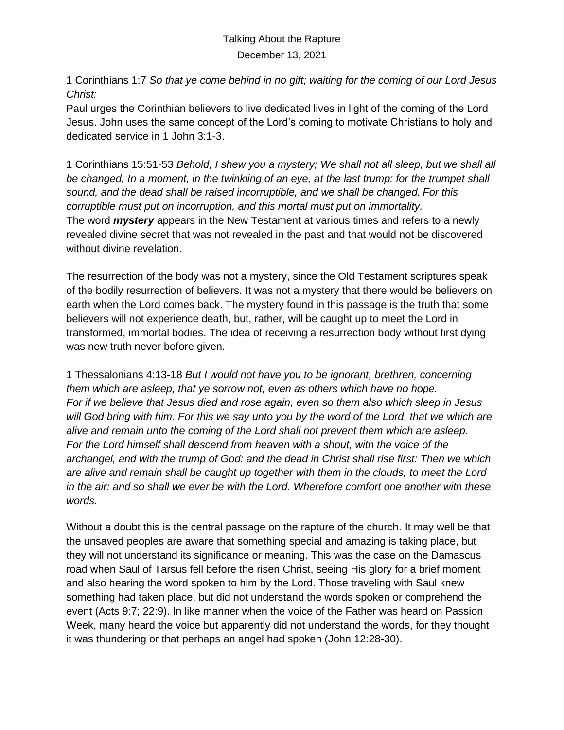1 Corinthians 1:7 *So that ye come behind in no gift; waiting for the coming of our Lord Jesus Christ:*
Paul urges the Corinthian believers to live dedicated lives in light of the coming of the Lord Jesus. John uses the same concept of the Lord's coming to motivate Christians to holy and dedicated service in 1 John 3:1-3.

1 Corinthians 15:51-53 *Behold, I shew you a mystery; We shall not all sleep, but we shall all be changed, In a moment, in the twinkling of an eye, at the last trump: for the trumpet shall sound, and the dead shall be raised incorruptible, and we shall be changed. For this corruptible must put on incorruption, and this mortal must put on immortality.*
The word ***mystery*** appears in the New Testament at various times and refers to a newly revealed divine secret that was not revealed in the past and that would not be discovered without divine revelation.

The resurrection of the body was not a mystery, since the Old Testament scriptures speak of the bodily resurrection of believers. It was not a mystery that there would be believers on earth when the Lord comes back. The mystery found in this passage is the truth that some believers will not experience death, but, rather, will be caught up to meet the Lord in transformed, immortal bodies. The idea of receiving a resurrection body without first dying was new truth never before given.

1 Thessalonians 4:13-18 *But I would not have you to be ignorant, brethren, concerning them which are asleep, that ye sorrow not, even as others which have no hope. For if we believe that Jesus died and rose again, even so them also which sleep in Jesus will God bring with him. For this we say unto you by the word of the Lord, that we which are alive and remain unto the coming of the Lord shall not prevent them which are asleep. For the Lord himself shall descend from heaven with a shout, with the voice of the archangel, and with the trump of God: and the dead in Christ shall rise first: Then we which are alive and remain shall be caught up together with them in the clouds, to meet the Lord in the air: and so shall we ever be with the Lord. Wherefore comfort one another with these words.*

Without a doubt this is the central passage on the rapture of the church. It may well be that the unsaved peoples are aware that something special and amazing is taking place, but they will not understand its significance or meaning. This was the case on the Damascus road when Saul of Tarsus fell before the risen Christ, seeing His glory for a brief moment and also hearing the word spoken to him by the Lord. Those traveling with Saul knew something had taken place, but did not understand the words spoken or comprehend the event (Acts 9:7; 22:9). In like manner when the voice of the Father was heard on Passion Week, many heard the voice but apparently did not understand the words, for they thought it was thundering or that perhaps an angel had spoken (John 12:28-30).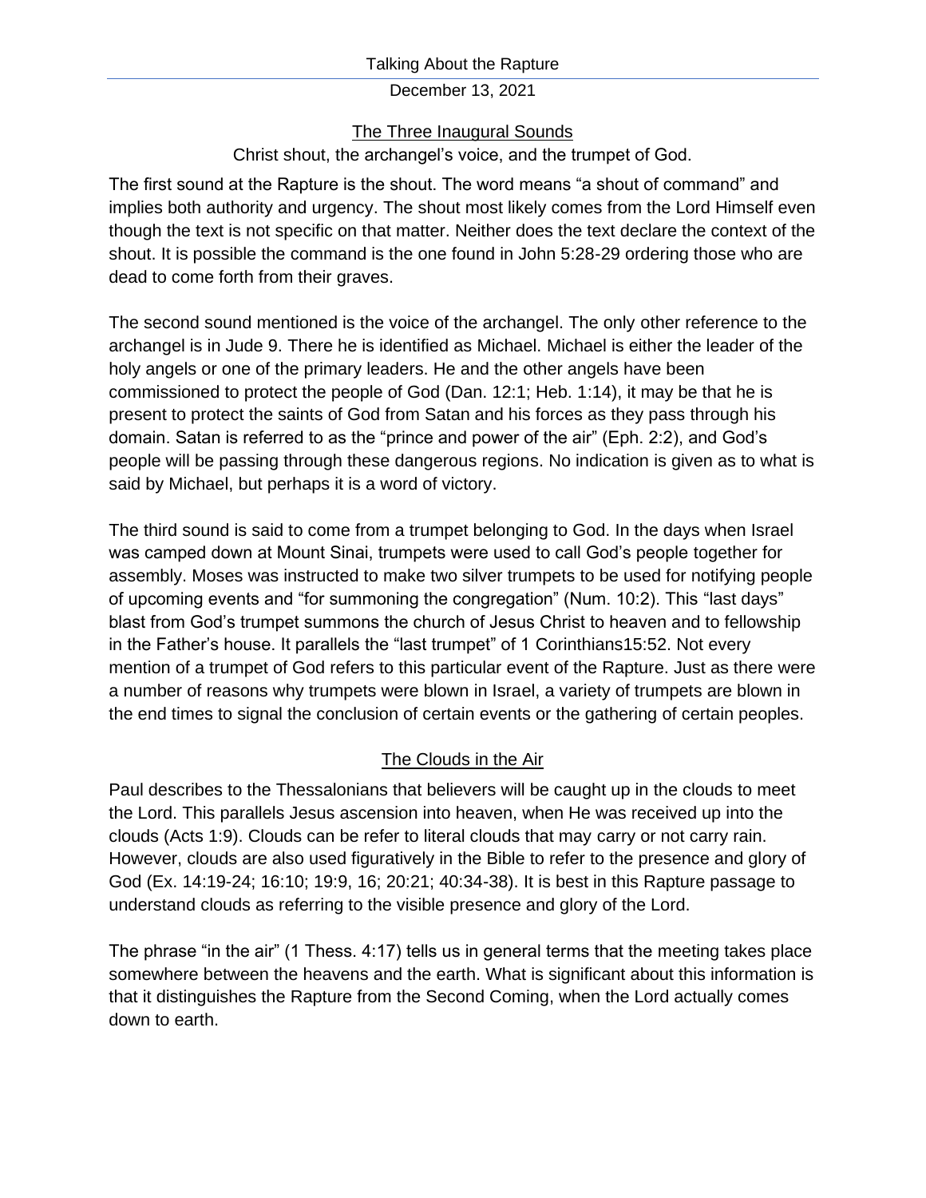## The Three Inaugural Sounds

Christ shout, the archangel's voice, and the trumpet of God.

The first sound at the Rapture is the shout. The word means "a shout of command" and implies both authority and urgency. The shout most likely comes from the Lord Himself even though the text is not specific on that matter. Neither does the text declare the context of the shout. It is possible the command is the one found in John 5:28-29 ordering those who are dead to come forth from their graves.

The second sound mentioned is the voice of the archangel. The only other reference to the archangel is in Jude 9. There he is identified as Michael. Michael is either the leader of the holy angels or one of the primary leaders. He and the other angels have been commissioned to protect the people of God (Dan. 12:1; Heb. 1:14), it may be that he is present to protect the saints of God from Satan and his forces as they pass through his domain. Satan is referred to as the "prince and power of the air" (Eph. 2:2), and God's people will be passing through these dangerous regions. No indication is given as to what is said by Michael, but perhaps it is a word of victory.

The third sound is said to come from a trumpet belonging to God. In the days when Israel was camped down at Mount Sinai, trumpets were used to call God's people together for assembly. Moses was instructed to make two silver trumpets to be used for notifying people of upcoming events and "for summoning the congregation" (Num. 10:2). This "last days" blast from God's trumpet summons the church of Jesus Christ to heaven and to fellowship in the Father's house. It parallels the "last trumpet" of 1 Corinthians15:52. Not every mention of a trumpet of God refers to this particular event of the Rapture. Just as there were a number of reasons why trumpets were blown in Israel, a variety of trumpets are blown in the end times to signal the conclusion of certain events or the gathering of certain peoples.

## The Clouds in the Air

Paul describes to the Thessalonians that believers will be caught up in the clouds to meet the Lord. This parallels Jesus ascension into heaven, when He was received up into the clouds (Acts 1:9). Clouds can be refer to literal clouds that may carry or not carry rain. However, clouds are also used figuratively in the Bible to refer to the presence and glory of God (Ex. 14:19-24; 16:10; 19:9, 16; 20:21; 40:34-38). It is best in this Rapture passage to understand clouds as referring to the visible presence and glory of the Lord.

The phrase "in the air" (1 Thess. 4:17) tells us in general terms that the meeting takes place somewhere between the heavens and the earth. What is significant about this information is that it distinguishes the Rapture from the Second Coming, when the Lord actually comes down to earth.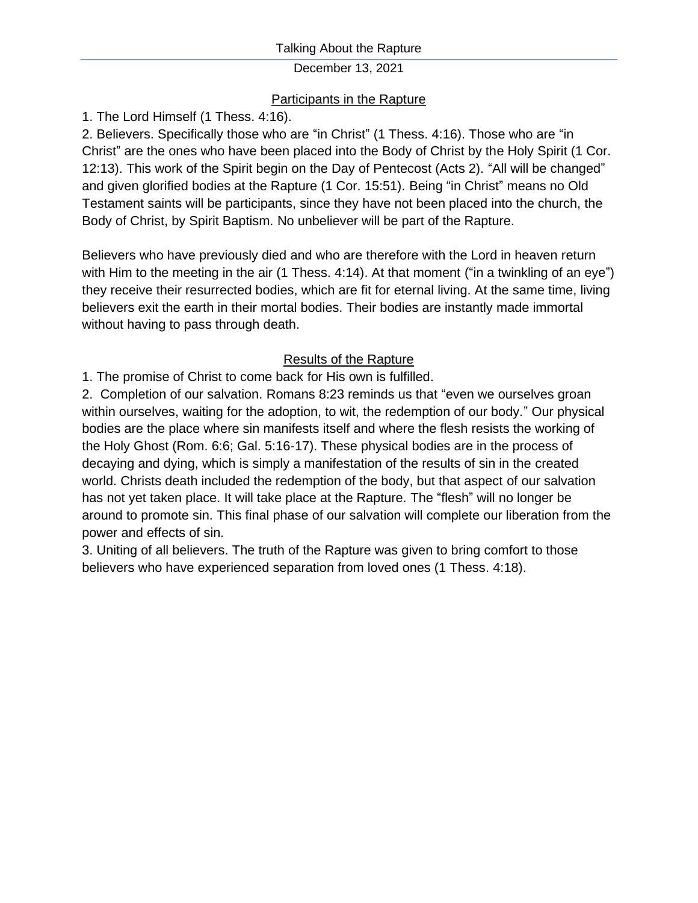Talking About the Rapture

December 13, 2021

## Participants in the Rapture

1. The Lord Himself (1 Thess. 4:16).
2. Believers. Specifically those who are “in Christ” (1 Thess. 4:16). Those who are “in Christ” are the ones who have been placed into the Body of Christ by the Holy Spirit (1 Cor. 12:13). This work of the Spirit begin on the Day of Pentecost (Acts 2). “All will be changed” and given glorified bodies at the Rapture (1 Cor. 15:51). Being “in Christ” means no Old Testament saints will be participants, since they have not been placed into the church, the Body of Christ, by Spirit Baptism. No unbeliever will be part of the Rapture.

Believers who have previously died and who are therefore with the Lord in heaven return with Him to the meeting in the air (1 Thess. 4:14). At that moment (“in a twinkling of an eye”) they receive their resurrected bodies, which are fit for eternal living. At the same time, living believers exit the earth in their mortal bodies. Their bodies are instantly made immortal without having to pass through death.

## Results of the Rapture

1. The promise of Christ to come back for His own is fulfilled.
2. Completion of our salvation. Romans 8:23 reminds us that “even we ourselves groan within ourselves, waiting for the adoption, to wit, the redemption of our body.” Our physical bodies are the place where sin manifests itself and where the flesh resists the working of the Holy Ghost (Rom. 6:6; Gal. 5:16-17). These physical bodies are in the process of decaying and dying, which is simply a manifestation of the results of sin in the created world. Christs death included the redemption of the body, but that aspect of our salvation has not yet taken place. It will take place at the Rapture. The “flesh” will no longer be around to promote sin. This final phase of our salvation will complete our liberation from the power and effects of sin.
3. Uniting of all believers. The truth of the Rapture was given to bring comfort to those believers who have experienced separation from loved ones (1 Thess. 4:18).